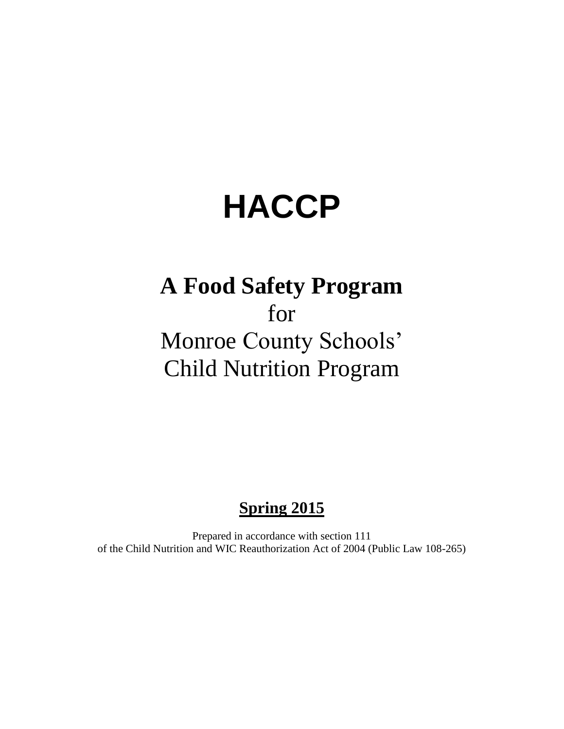# HACCP

## A Food Safety Program

for

Monroe County Schools'

Child Nutrition Program

**<u>Spring 2015</u>**

Prepared in accordance with section 111
of the Child Nutrition and WIC Reauthorization Act of 2004 (Public Law 108-265)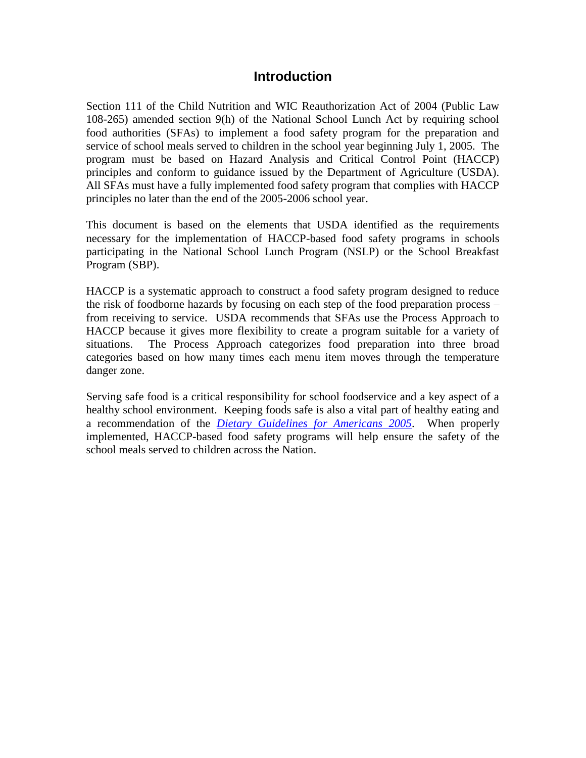# Introduction

Section 111 of the Child Nutrition and WIC Reauthorization Act of 2004 (Public Law 108-265) amended section 9(h) of the National School Lunch Act by requiring school food authorities (SFAs) to implement a food safety program for the preparation and service of school meals served to children in the school year beginning July 1, 2005. The program must be based on Hazard Analysis and Critical Control Point (HACCP) principles and conform to guidance issued by the Department of Agriculture (USDA). All SFAs must have a fully implemented food safety program that complies with HACCP principles no later than the end of the 2005-2006 school year.

This document is based on the elements that USDA identified as the requirements necessary for the implementation of HACCP-based food safety programs in schools participating in the National School Lunch Program (NSLP) or the School Breakfast Program (SBP).

HACCP is a systematic approach to construct a food safety program designed to reduce the risk of foodborne hazards by focusing on each step of the food preparation process – from receiving to service. USDA recommends that SFAs use the Process Approach to HACCP because it gives more flexibility to create a program suitable for a variety of situations. The Process Approach categorizes food preparation into three broad categories based on how many times each menu item moves through the temperature danger zone.

Serving safe food is a critical responsibility for school foodservice and a key aspect of a healthy school environment. Keeping foods safe is also a vital part of healthy eating and a recommendation of the *Dietary Guidelines for Americans 2005*. When properly implemented, HACCP-based food safety programs will help ensure the safety of the school meals served to children across the Nation.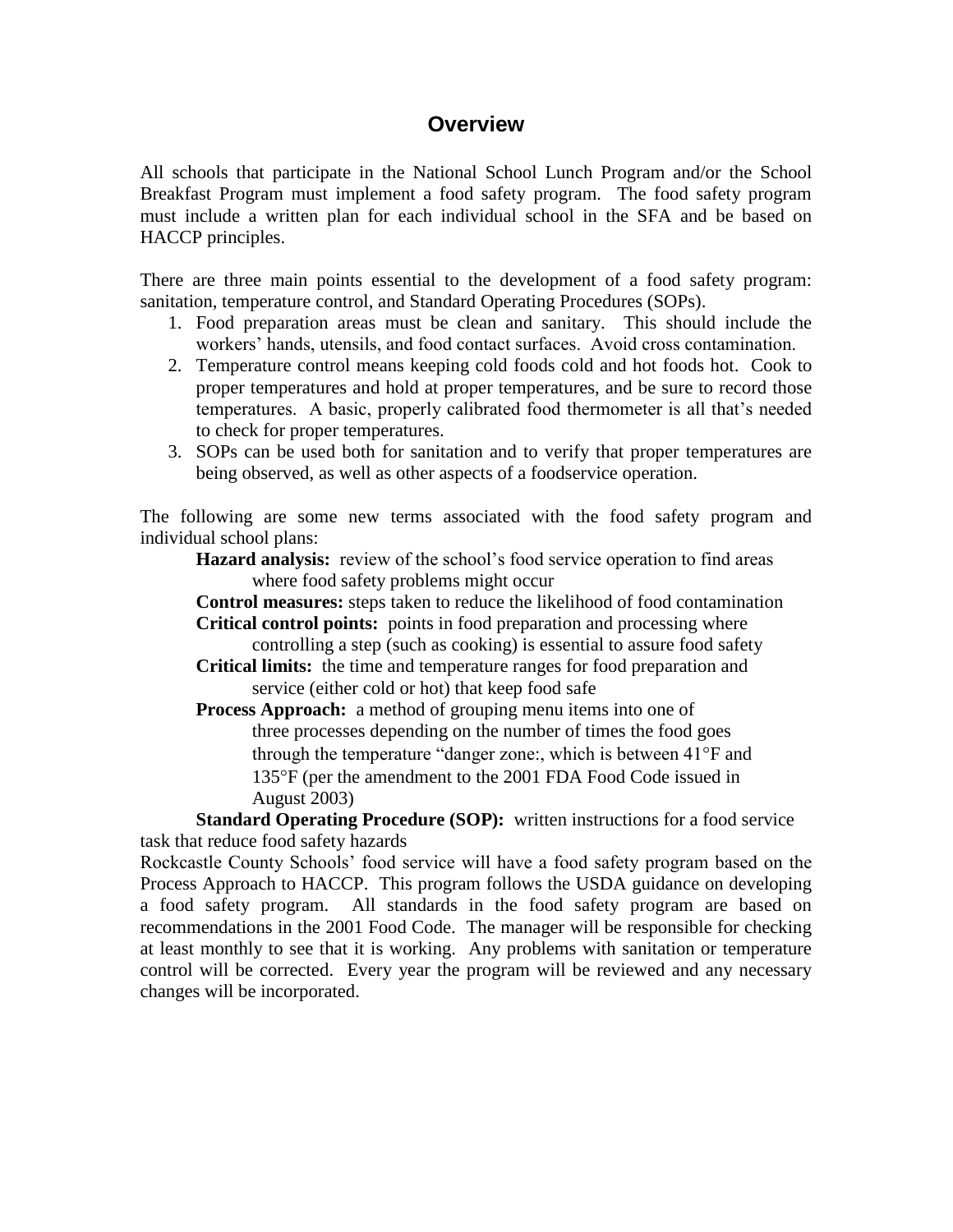# Overview

All schools that participate in the National School Lunch Program and/or the School Breakfast Program must implement a food safety program. The food safety program must include a written plan for each individual school in the SFA and be based on HACCP principles.

There are three main points essential to the development of a food safety program: sanitation, temperature control, and Standard Operating Procedures (SOPs).

1. Food preparation areas must be clean and sanitary. This should include the workers' hands, utensils, and food contact surfaces. Avoid cross contamination.
2. Temperature control means keeping cold foods cold and hot foods hot. Cook to proper temperatures and hold at proper temperatures, and be sure to record those temperatures. A basic, properly calibrated food thermometer is all that's needed to check for proper temperatures.
3. SOPs can be used both for sanitation and to verify that proper temperatures are being observed, as well as other aspects of a foodservice operation.

The following are some new terms associated with the food safety program and individual school plans:

**Hazard analysis:** review of the school's food service operation to find areas where food safety problems might occur

**Control measures:** steps taken to reduce the likelihood of food contamination

**Critical control points:** points in food preparation and processing where controlling a step (such as cooking) is essential to assure food safety

**Critical limits:** the time and temperature ranges for food preparation and service (either cold or hot) that keep food safe

**Process Approach:** a method of grouping menu items into one of three processes depending on the number of times the food goes through the temperature "danger zone:, which is between 41°F and 135°F (per the amendment to the 2001 FDA Food Code issued in August 2003)

**Standard Operating Procedure (SOP):** written instructions for a food service task that reduce food safety hazards

Rockcastle County Schools' food service will have a food safety program based on the Process Approach to HACCP. This program follows the USDA guidance on developing a food safety program. All standards in the food safety program are based on recommendations in the 2001 Food Code. The manager will be responsible for checking at least monthly to see that it is working. Any problems with sanitation or temperature control will be corrected. Every year the program will be reviewed and any necessary changes will be incorporated.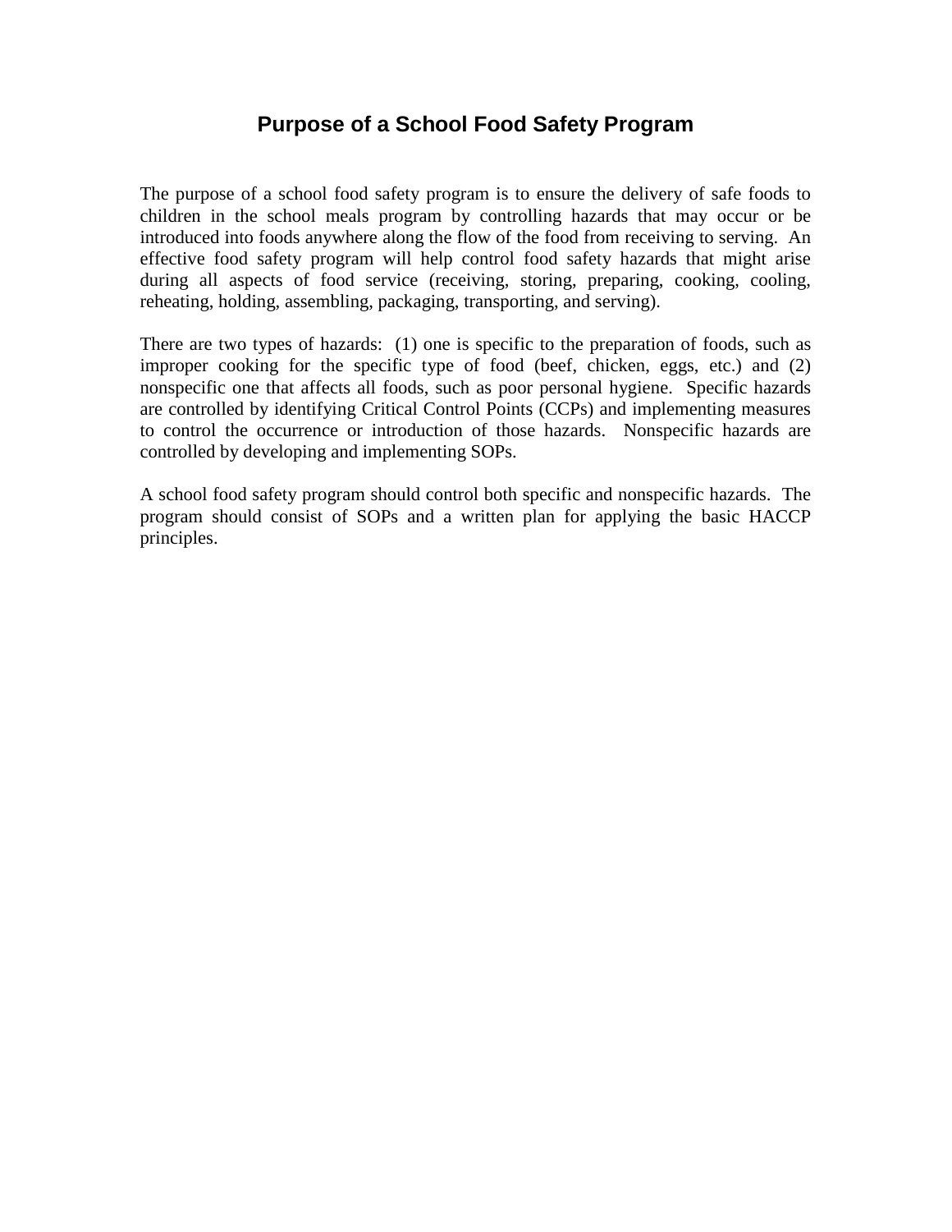# Purpose of a School Food Safety Program

The purpose of a school food safety program is to ensure the delivery of safe foods to children in the school meals program by controlling hazards that may occur or be introduced into foods anywhere along the flow of the food from receiving to serving. An effective food safety program will help control food safety hazards that might arise during all aspects of food service (receiving, storing, preparing, cooking, cooling, reheating, holding, assembling, packaging, transporting, and serving).

There are two types of hazards: (1) one is specific to the preparation of foods, such as improper cooking for the specific type of food (beef, chicken, eggs, etc.) and (2) nonspecific one that affects all foods, such as poor personal hygiene. Specific hazards are controlled by identifying Critical Control Points (CCPs) and implementing measures to control the occurrence or introduction of those hazards. Nonspecific hazards are controlled by developing and implementing SOPs.

A school food safety program should control both specific and nonspecific hazards. The program should consist of SOPs and a written plan for applying the basic HACCP principles.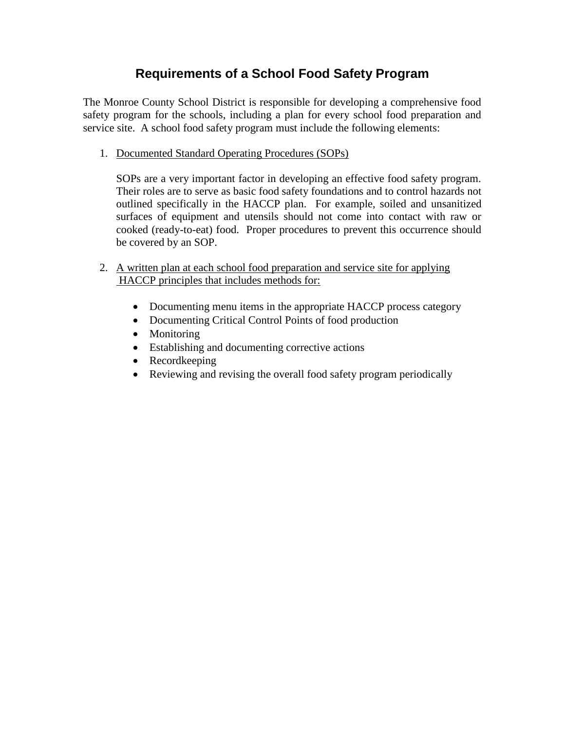# Requirements of a School Food Safety Program

The Monroe County School District is responsible for developing a comprehensive food safety program for the schools, including a plan for every school food preparation and service site. A school food safety program must include the following elements:

1. <u>Documented Standard Operating Procedures (SOPs)</u>

   SOPs are a very important factor in developing an effective food safety program. Their roles are to serve as basic food safety foundations and to control hazards not outlined specifically in the HACCP plan. For example, soiled and unsanitized surfaces of equipment and utensils should not come into contact with raw or cooked (ready-to-eat) food. Proper procedures to prevent this occurrence should be covered by an SOP.

2. <u>A written plan at each school food preparation and service site for applying HACCP principles that includes methods for:</u>

   - Documenting menu items in the appropriate HACCP process category
   - Documenting Critical Control Points of food production
   - Monitoring
   - Establishing and documenting corrective actions
   - Recordkeeping
   - Reviewing and revising the overall food safety program periodically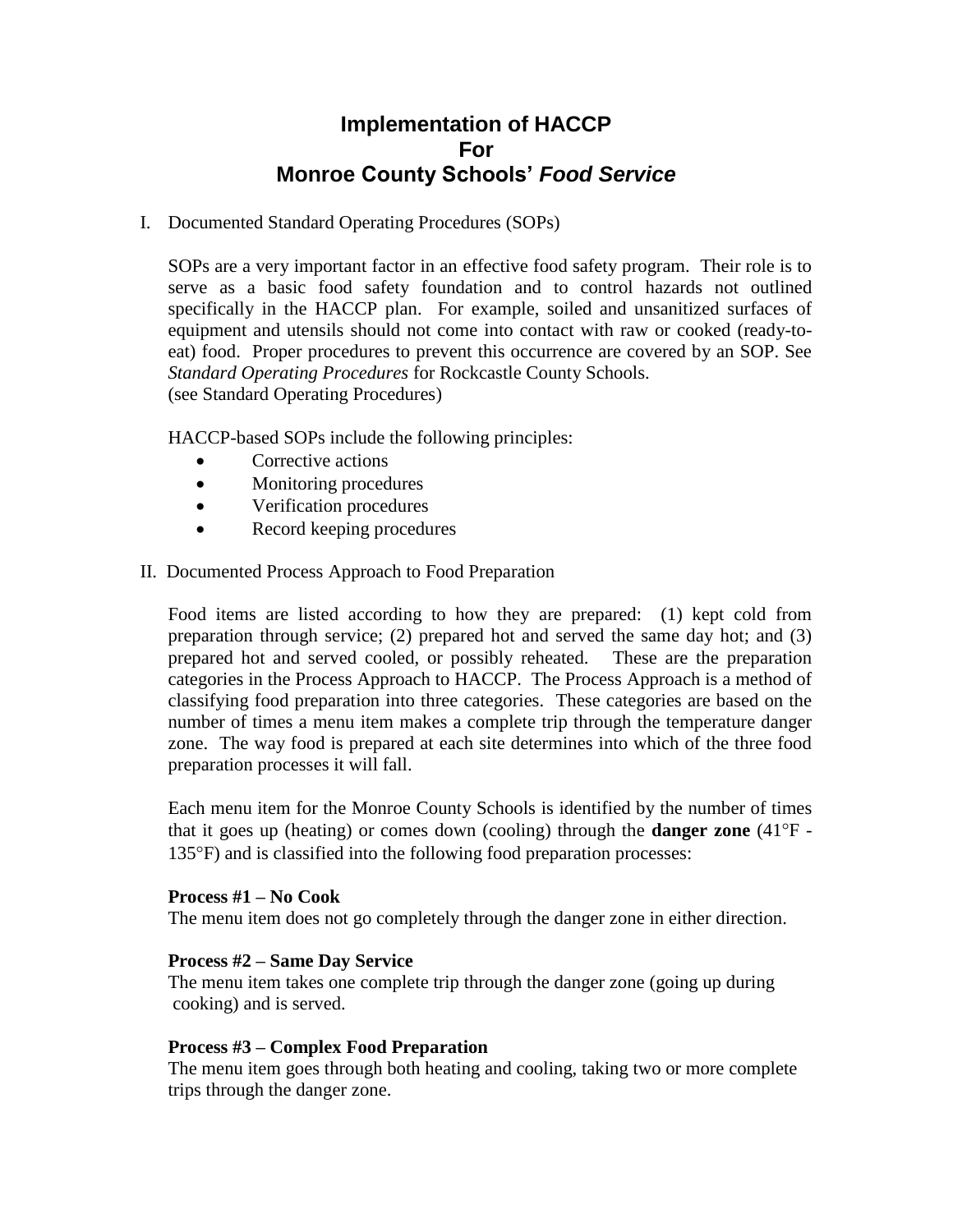# Implementation of HACCP For Monroe County Schools' *Food Service*

I. Documented Standard Operating Procedures (SOPs)

SOPs are a very important factor in an effective food safety program. Their role is to serve as a basic food safety foundation and to control hazards not outlined specifically in the HACCP plan. For example, soiled and unsanitized surfaces of equipment and utensils should not come into contact with raw or cooked (ready-to-eat) food. Proper procedures to prevent this occurrence are covered by an SOP. See *Standard Operating Procedures* for Rockcastle County Schools.
(see Standard Operating Procedures)

HACCP-based SOPs include the following principles:

- Corrective actions
- Monitoring procedures
- Verification procedures
- Record keeping procedures

II. Documented Process Approach to Food Preparation

Food items are listed according to how they are prepared: (1) kept cold from preparation through service; (2) prepared hot and served the same day hot; and (3) prepared hot and served cooled, or possibly reheated. These are the preparation categories in the Process Approach to HACCP. The Process Approach is a method of classifying food preparation into three categories. These categories are based on the number of times a menu item makes a complete trip through the temperature danger zone. The way food is prepared at each site determines into which of the three food preparation processes it will fall.

Each menu item for the Monroe County Schools is identified by the number of times that it goes up (heating) or comes down (cooling) through the **danger zone** (41°F - 135°F) and is classified into the following food preparation processes:

**Process #1 – No Cook**
The menu item does not go completely through the danger zone in either direction.

**Process #2 – Same Day Service**
The menu item takes one complete trip through the danger zone (going up during cooking) and is served.

**Process #3 – Complex Food Preparation**
The menu item goes through both heating and cooling, taking two or more complete trips through the danger zone.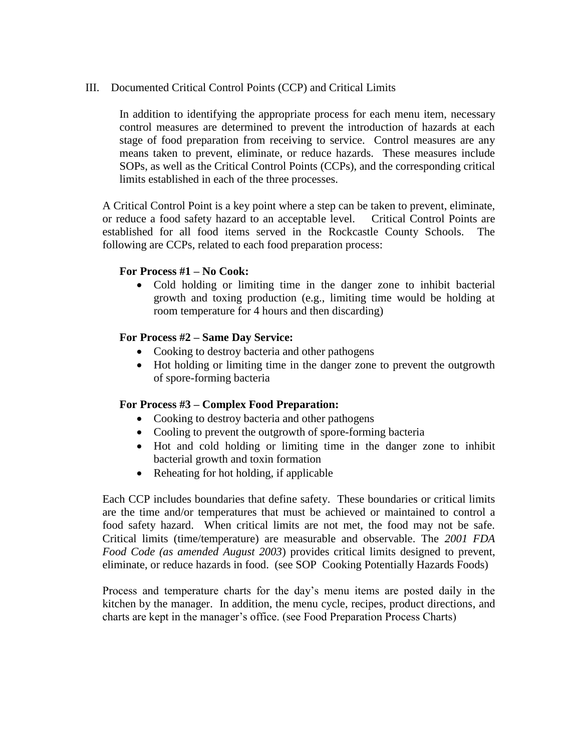## III. Documented Critical Control Points (CCP) and Critical Limits

In addition to identifying the appropriate process for each menu item, necessary control measures are determined to prevent the introduction of hazards at each stage of food preparation from receiving to service. Control measures are any means taken to prevent, eliminate, or reduce hazards. These measures include SOPs, as well as the Critical Control Points (CCPs), and the corresponding critical limits established in each of the three processes.

A Critical Control Point is a key point where a step can be taken to prevent, eliminate, or reduce a food safety hazard to an acceptable level. Critical Control Points are established for all food items served in the Rockcastle County Schools. The following are CCPs, related to each food preparation process:

**For Process #1 – No Cook:**

- Cold holding or limiting time in the danger zone to inhibit bacterial growth and toxing production (e.g., limiting time would be holding at room temperature for 4 hours and then discarding)

**For Process #2 – Same Day Service:**

- Cooking to destroy bacteria and other pathogens
- Hot holding or limiting time in the danger zone to prevent the outgrowth of spore-forming bacteria

**For Process #3 – Complex Food Preparation:**

- Cooking to destroy bacteria and other pathogens
- Cooling to prevent the outgrowth of spore-forming bacteria
- Hot and cold holding or limiting time in the danger zone to inhibit bacterial growth and toxin formation
- Reheating for hot holding, if applicable

Each CCP includes boundaries that define safety. These boundaries or critical limits are the time and/or temperatures that must be achieved or maintained to control a food safety hazard. When critical limits are not met, the food may not be safe. Critical limits (time/temperature) are measurable and observable. The *2001 FDA Food Code (as amended August 2003*) provides critical limits designed to prevent, eliminate, or reduce hazards in food. (see SOP Cooking Potentially Hazards Foods)

Process and temperature charts for the day's menu items are posted daily in the kitchen by the manager. In addition, the menu cycle, recipes, product directions, and charts are kept in the manager's office. (see Food Preparation Process Charts)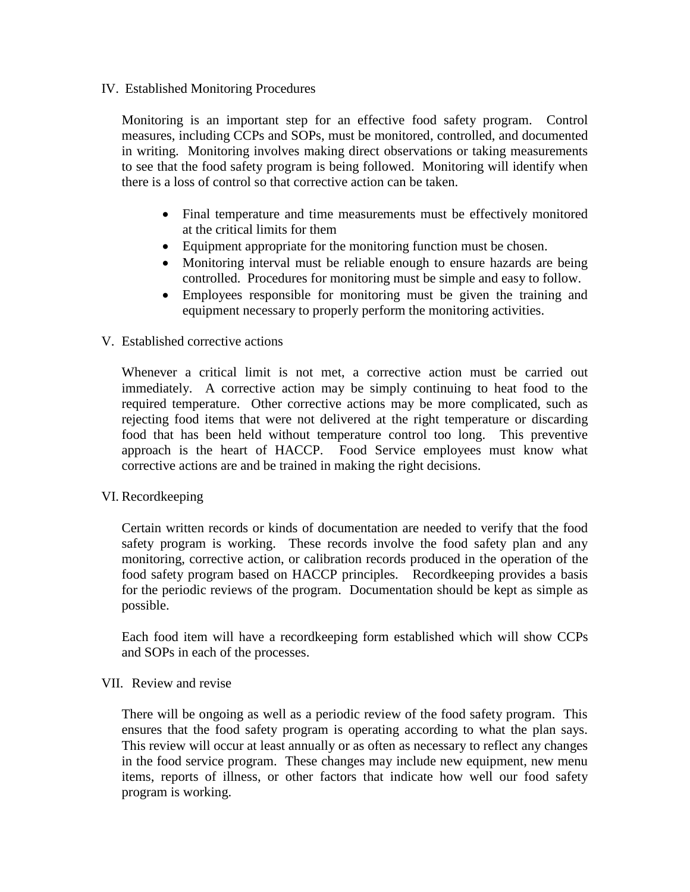## IV. Established Monitoring Procedures

Monitoring is an important step for an effective food safety program. Control measures, including CCPs and SOPs, must be monitored, controlled, and documented in writing. Monitoring involves making direct observations or taking measurements to see that the food safety program is being followed. Monitoring will identify when there is a loss of control so that corrective action can be taken.

- Final temperature and time measurements must be effectively monitored at the critical limits for them
- Equipment appropriate for the monitoring function must be chosen.
- Monitoring interval must be reliable enough to ensure hazards are being controlled. Procedures for monitoring must be simple and easy to follow.
- Employees responsible for monitoring must be given the training and equipment necessary to properly perform the monitoring activities.

## V. Established corrective actions

Whenever a critical limit is not met, a corrective action must be carried out immediately. A corrective action may be simply continuing to heat food to the required temperature. Other corrective actions may be more complicated, such as rejecting food items that were not delivered at the right temperature or discarding food that has been held without temperature control too long. This preventive approach is the heart of HACCP. Food Service employees must know what corrective actions are and be trained in making the right decisions.

## VI. Recordkeeping

Certain written records or kinds of documentation are needed to verify that the food safety program is working. These records involve the food safety plan and any monitoring, corrective action, or calibration records produced in the operation of the food safety program based on HACCP principles. Recordkeeping provides a basis for the periodic reviews of the program. Documentation should be kept as simple as possible.

Each food item will have a recordkeeping form established which will show CCPs and SOPs in each of the processes.

## VII. Review and revise

There will be ongoing as well as a periodic review of the food safety program. This ensures that the food safety program is operating according to what the plan says. This review will occur at least annually or as often as necessary to reflect any changes in the food service program. These changes may include new equipment, new menu items, reports of illness, or other factors that indicate how well our food safety program is working.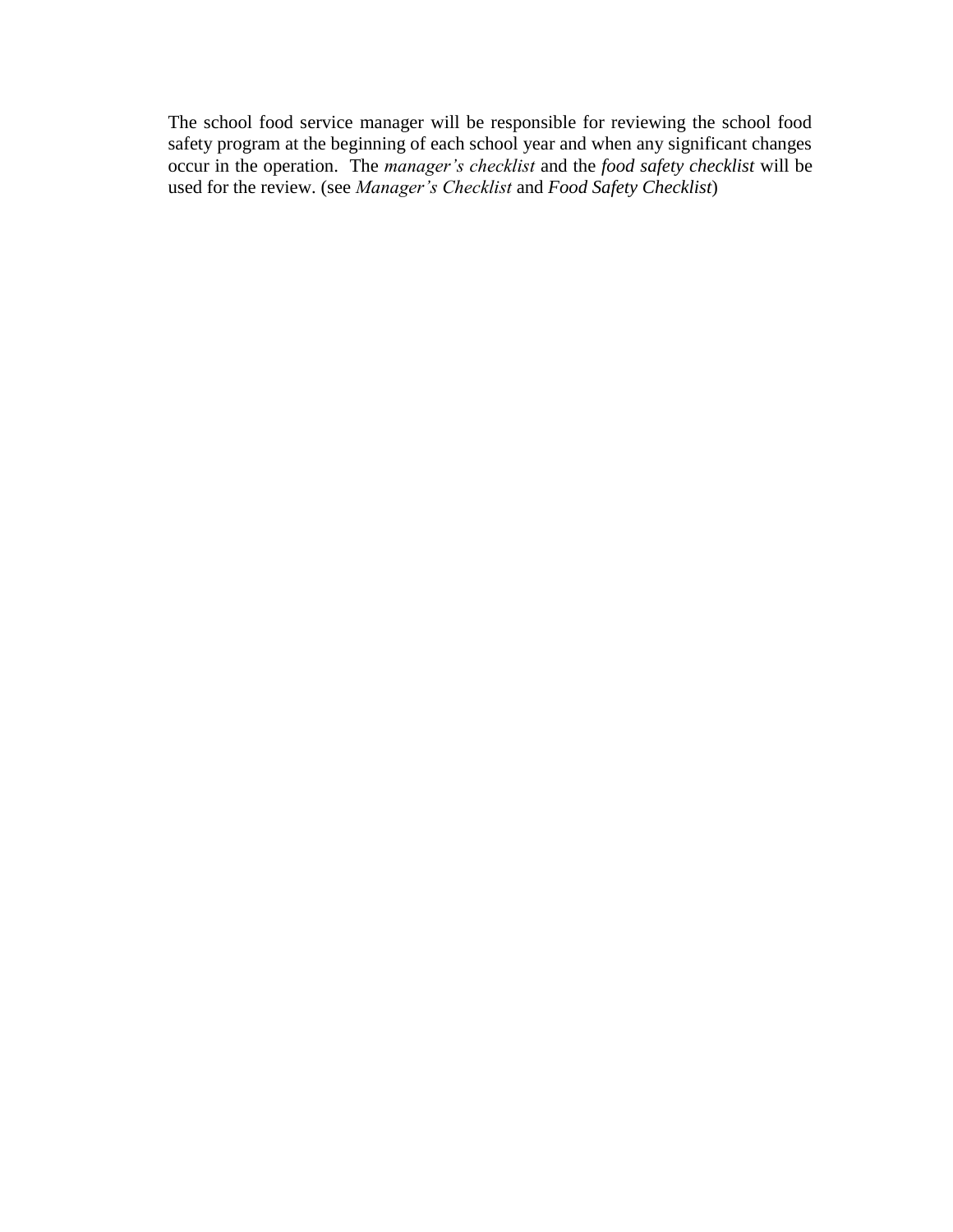The school food service manager will be responsible for reviewing the school food safety program at the beginning of each school year and when any significant changes occur in the operation. The *manager's checklist* and the *food safety checklist* will be used for the review. (see *Manager's Checklist* and *Food Safety Checklist*)